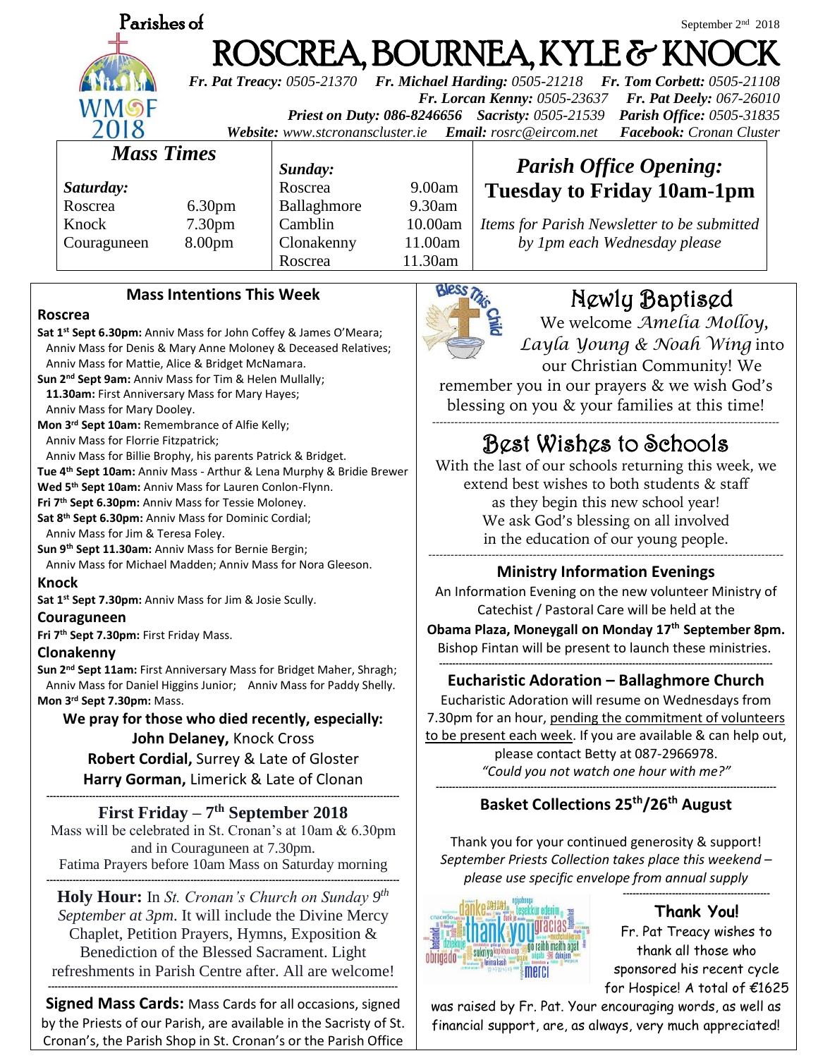Parishes of

September 2nd 2018

# ROSCREA, BOURNEA, KYLE & KNOCK

***Fr. Pat Treacy:*** *0505-21370* ***Fr. Michael Harding:*** *0505-21218* ***Fr. Tom Corbett:*** *0505-21108*
***Fr. Lorcan Kenny:*** *0505-23637* ***Fr. Pat Deely:*** *067-26010*
***Priest on Duty: 086-8246656*** ***Sacristy:*** *0505-21539* ***Parish Office:*** *0505-31835*
***Website:*** *www.stcronanscluster.ie* ***Email:*** *rosrc@eircom.net* ***Facebook:*** *Cronan Cluster*

## Mass Times

| *Saturday:* | | *Sunday:* | |
|---|---|---|---|
| Roscrea | 6.30pm | Roscrea | 9.00am |
| Knock | 7.30pm | Ballaghmore | 9.30am |
| Couraguneen | 8.00pm | Camblin | 10.00am |
| | | Clonakenny | 11.00am |
| | | Roscrea | 11.30am |

## *Parish Office Opening:*
## Tuesday to Friday 10am-1pm

*Items for Parish Newsletter to be submitted by 1pm each Wednesday please*

### Mass Intentions This Week

**Roscrea**

**Sat 1st Sept 6.30pm:** Anniv Mass for John Coffey & James O'Meara; Anniv Mass for Denis & Mary Anne Moloney & Deceased Relatives; Anniv Mass for Mattie, Alice & Bridget McNamara.
**Sun 2nd Sept 9am:** Anniv Mass for Tim & Helen Mullally;
**11.30am:** First Anniversary Mass for Mary Hayes; Anniv Mass for Mary Dooley.
**Mon 3rd Sept 10am:** Remembrance of Alfie Kelly; Anniv Mass for Florrie Fitzpatrick; Anniv Mass for Billie Brophy, his parents Patrick & Bridget.
**Tue 4th Sept 10am:** Anniv Mass - Arthur & Lena Murphy & Bridie Brewer
**Wed 5th Sept 10am:** Anniv Mass for Lauren Conlon-Flynn.
**Fri 7th Sept 6.30pm:** Anniv Mass for Tessie Moloney.
**Sat 8th Sept 6.30pm:** Anniv Mass for Dominic Cordial; Anniv Mass for Jim & Teresa Foley.
**Sun 9th Sept 11.30am:** Anniv Mass for Bernie Bergin; Anniv Mass for Michael Madden; Anniv Mass for Nora Gleeson.

**Knock**

**Sat 1st Sept 7.30pm:** Anniv Mass for Jim & Josie Scully.

**Couraguneen**

**Fri 7th Sept 7.30pm:** First Friday Mass.

**Clonakenny**

**Sun 2nd Sept 11am:** First Anniversary Mass for Bridget Maher, Shragh; Anniv Mass for Daniel Higgins Junior; Anniv Mass for Paddy Shelly.
**Mon 3rd Sept 7.30pm:** Mass.

**We pray for those who died recently, especially:**
**John Delaney,** Knock Cross
**Robert Cordial,** Surrey & Late of Gloster
**Harry Gorman,** Limerick & Late of Clonan

---

### First Friday – 7th September 2018

Mass will be celebrated in St. Cronan's at 10am & 6.30pm and in Couraguneen at 7.30pm.
Fatima Prayers before 10am Mass on Saturday morning

---

**Holy Hour:** In *St. Cronan's Church on Sunday 9th September at 3pm*. It will include the Divine Mercy Chaplet, Petition Prayers, Hymns, Exposition & Benediction of the Blessed Sacrament. Light refreshments in Parish Centre after. All are welcome!

---

**Signed Mass Cards:** Mass Cards for all occasions, signed by the Priests of our Parish, are available in the Sacristy of St. Cronan's, the Parish Shop in St. Cronan's or the Parish Office

## Newly Baptised

We welcome *Amelia Molloy, Layla Young & Noah Wing* into our Christian Community! We remember you in our prayers & we wish God's blessing on you & your families at this time!

---

## Best Wishes to Schools

With the last of our schools returning this week, we extend best wishes to both students & staff as they begin this new school year! We ask God's blessing on all involved in the education of our young people.

---

### Ministry Information Evenings

An Information Evening on the new volunteer Ministry of Catechist / Pastoral Care will be held at the **Obama Plaza, Moneygall on Monday 17th September 8pm.** Bishop Fintan will be present to launch these ministries.

---

### Eucharistic Adoration – Ballaghmore Church

Eucharistic Adoration will resume on Wednesdays from 7.30pm for an hour, pending the commitment of volunteers to be present each week. If you are available & can help out, please contact Betty at 087-2966978.
*"Could you not watch one hour with me?"*

---

### Basket Collections 25th/26th August

Thank you for your continued generosity & support!
*September Priests Collection takes place this weekend – please use specific envelope from annual supply*

---

### Thank You!

Fr. Pat Treacy wishes to thank all those who sponsored his recent cycle for Hospice! A total of €1625 was raised by Fr. Pat. Your encouraging words, as well as financial support, are, as always, very much appreciated!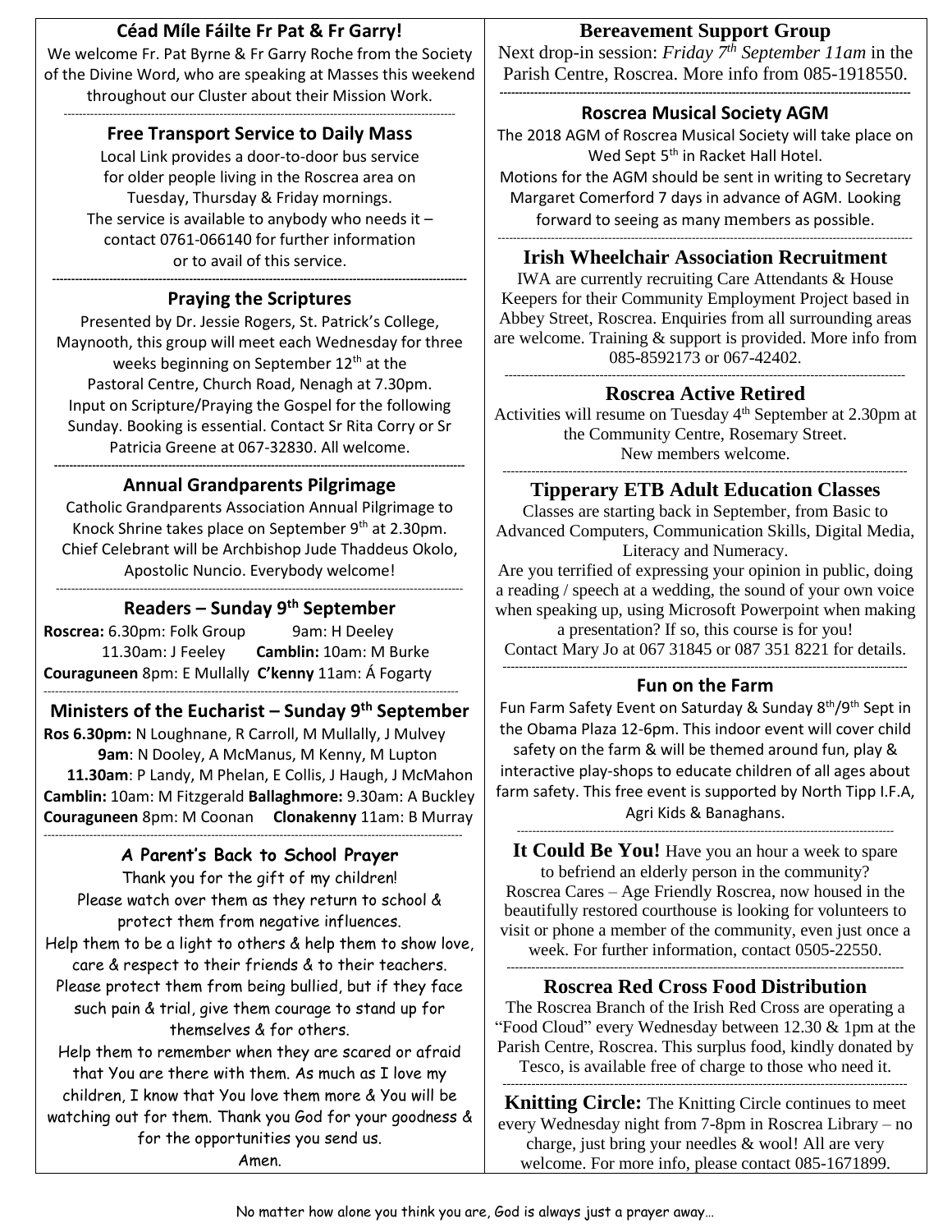## Céad Míle Fáilte Fr Pat & Fr Garry!

We welcome Fr. Pat Byrne & Fr Garry Roche from the Society of the Divine Word, who are speaking at Masses this weekend throughout our Cluster about their Mission Work.

## Free Transport Service to Daily Mass

Local Link provides a door-to-door bus service for older people living in the Roscrea area on Tuesday, Thursday & Friday mornings. The service is available to anybody who needs it – contact 0761-066140 for further information or to avail of this service.

## Praying the Scriptures

Presented by Dr. Jessie Rogers, St. Patrick's College, Maynooth, this group will meet each Wednesday for three weeks beginning on September 12th at the Pastoral Centre, Church Road, Nenagh at 7.30pm. Input on Scripture/Praying the Gospel for the following Sunday. Booking is essential. Contact Sr Rita Corry or Sr Patricia Greene at 067-32830. All welcome.

## Annual Grandparents Pilgrimage

Catholic Grandparents Association Annual Pilgrimage to Knock Shrine takes place on September 9th at 2.30pm. Chief Celebrant will be Archbishop Jude Thaddeus Okolo, Apostolic Nuncio. Everybody welcome!

## Readers – Sunday 9th September

**Roscrea:** 6.30pm: Folk Group 9am: H Deeley
11.30am: J Feeley **Camblin:** 10am: M Burke
**Couraguneen** 8pm: E Mullally **C'kenny** 11am: Á Fogarty

## Ministers of the Eucharist – Sunday 9th September

**Ros 6.30pm:** N Loughnane, R Carroll, M Mullally, J Mulvey
**9am**: N Dooley, A McManus, M Kenny, M Lupton
**11.30am**: P Landy, M Phelan, E Collis, J Haugh, J McMahon
**Camblin:** 10am: M Fitzgerald **Ballaghmore:** 9.30am: A Buckley
**Couraguneen** 8pm: M Coonan **Clonakenny** 11am: B Murray

## A Parent's Back to School Prayer

Thank you for the gift of my children!
Please watch over them as they return to school & protect them from negative influences.
Help them to be a light to others & help them to show love, care & respect to their friends & to their teachers.
Please protect them from being bullied, but if they face such pain & trial, give them courage to stand up for themselves & for others.
Help them to remember when they are scared or afraid that You are there with them. As much as I love my children, I know that You love them more & You will be watching out for them. Thank you God for your goodness & for the opportunities you send us.
Amen.

## Bereavement Support Group

Next drop-in session: *Friday 7th September 11am* in the Parish Centre, Roscrea. More info from 085-1918550.

## Roscrea Musical Society AGM

The 2018 AGM of Roscrea Musical Society will take place on Wed Sept 5th in Racket Hall Hotel.
Motions for the AGM should be sent in writing to Secretary Margaret Comerford 7 days in advance of AGM. Looking forward to seeing as many members as possible.

## Irish Wheelchair Association Recruitment

IWA are currently recruiting Care Attendants & House Keepers for their Community Employment Project based in Abbey Street, Roscrea. Enquiries from all surrounding areas are welcome. Training & support is provided. More info from 085-8592173 or 067-42402.

## Roscrea Active Retired

Activities will resume on Tuesday 4th September at 2.30pm at the Community Centre, Rosemary Street.
New members welcome.

## Tipperary ETB Adult Education Classes

Classes are starting back in September, from Basic to Advanced Computers, Communication Skills, Digital Media, Literacy and Numeracy.
Are you terrified of expressing your opinion in public, doing a reading / speech at a wedding, the sound of your own voice when speaking up, using Microsoft Powerpoint when making a presentation? If so, this course is for you!
Contact Mary Jo at 067 31845 or 087 351 8221 for details.

## Fun on the Farm

Fun Farm Safety Event on Saturday & Sunday 8th/9th Sept in the Obama Plaza 12-6pm. This indoor event will cover child safety on the farm & will be themed around fun, play & interactive play-shops to educate children of all ages about farm safety. This free event is supported by North Tipp I.F.A, Agri Kids & Banaghans.

**It Could Be You!** Have you an hour a week to spare to befriend an elderly person in the community? Roscrea Cares – Age Friendly Roscrea, now housed in the beautifully restored courthouse is looking for volunteers to visit or phone a member of the community, even just once a week. For further information, contact 0505-22550.

## Roscrea Red Cross Food Distribution

The Roscrea Branch of the Irish Red Cross are operating a "Food Cloud" every Wednesday between 12.30 & 1pm at the Parish Centre, Roscrea. This surplus food, kindly donated by Tesco, is available free of charge to those who need it.

**Knitting Circle:** The Knitting Circle continues to meet every Wednesday night from 7-8pm in Roscrea Library – no charge, just bring your needles & wool! All are very welcome. For more info, please contact 085-1671899.

No matter how alone you think you are, God is always just a prayer away…